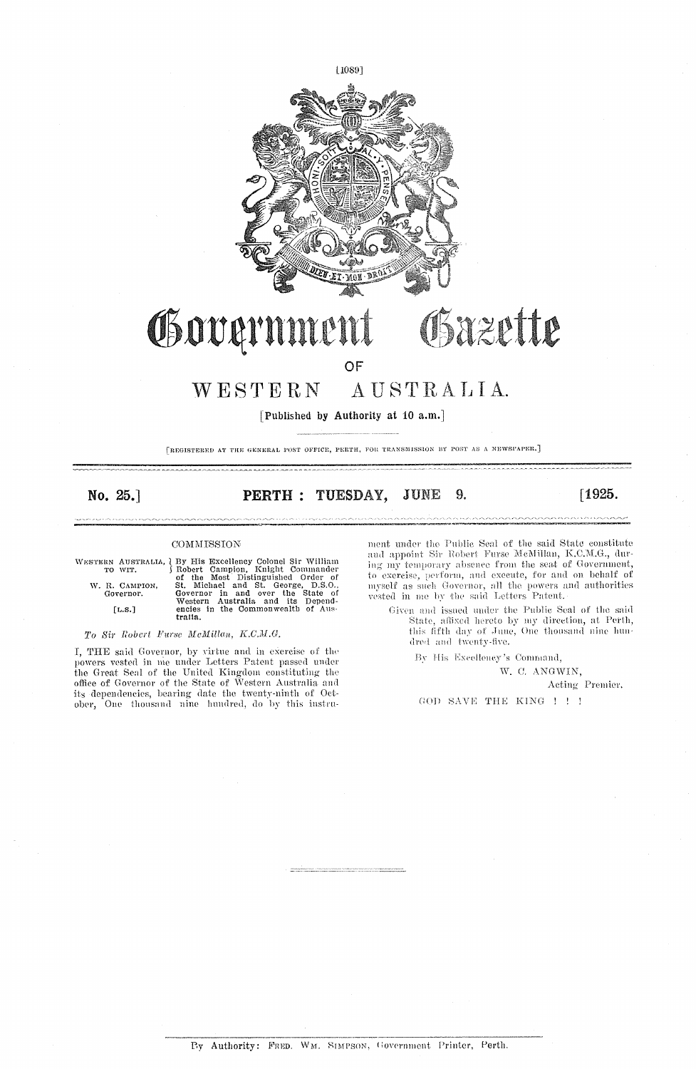# Government Gazette

## OF

# WESTERN AUSTRALIA.

[Published by Authority at 10 a.m.]

[REGISTERED AT THE GENERAL POST OFFICE, PERTH, FOR TRANSMISSION BY POST AS A NEWSPAPER.]

**No. 25.] PERTH: TUESDAY, JUNE 9. [1925.**

## COMMISSION

WESTERN AUSTRALIA, TO WIT. W. R. CAMPION, Governor. [L.S.]

By His Excellency Colonel Sir William Robert Campion, Knight Commander of the Most Distinguished Order of St. Michael and St. George, D.S.O., Governor in and over the State of Western Australia and its Dependencies in the Commonwealth of Australia.

*To Sir Robert Furse McMillan, K.C.M.G.*

I, THE said Governor, by virtue and in exercise of the powers vested in me under Letters Patent passed under the Great Seal of the United Kingdom constituting the office of Governor of the State of Western Australia and its dependencies, bearing date the twenty-ninth of October, One thousand nine hundred, do by this instrument under the Public Seal of the said State constitute and appoint Sir Robert Furse McMillan, K.C.M.G., during my temporary absence from the seat of Government, to exercise, perform, and execute, for and on behalf of myself as such Governor, all the powers and authorities vested in me by the said Letters Patent.

Given and issued under the Public Seal of the said State, affixed hereto by my direction, at Perth, this fifth day of June, One thousand nine hundred and twenty-five.

By His Excellency's Command,

W. C. ANGWIN,
Acting Premier.

GOD SAVE THE KING ! ! !

By Authority: FRED. WM. SIMPSON, Government Printer, Perth.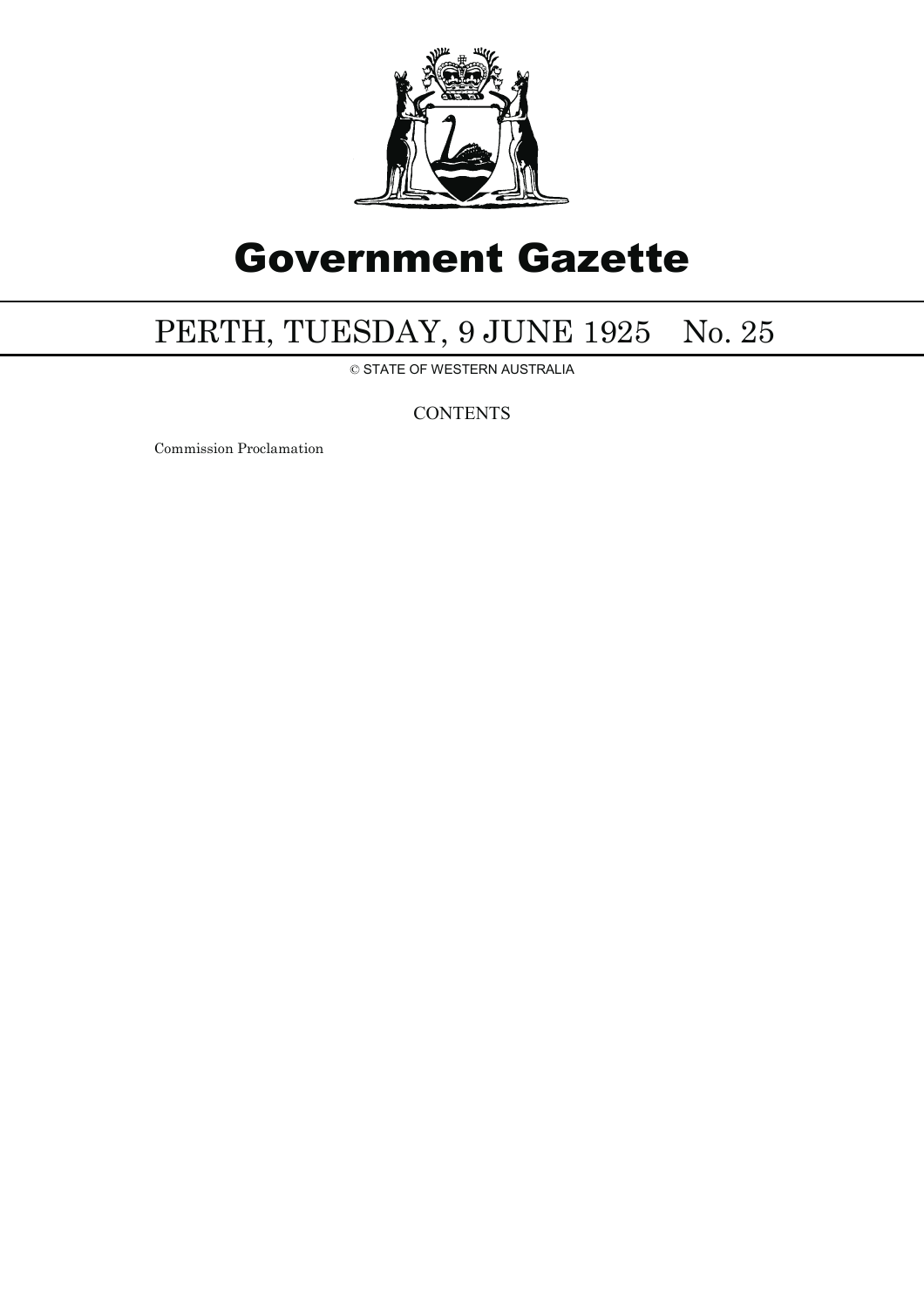# Government Gazette

## PERTH, TUESDAY, 9 JUNE 1925 No. 25

© STATE OF WESTERN AUSTRALIA

CONTENTS

Commission Proclamation